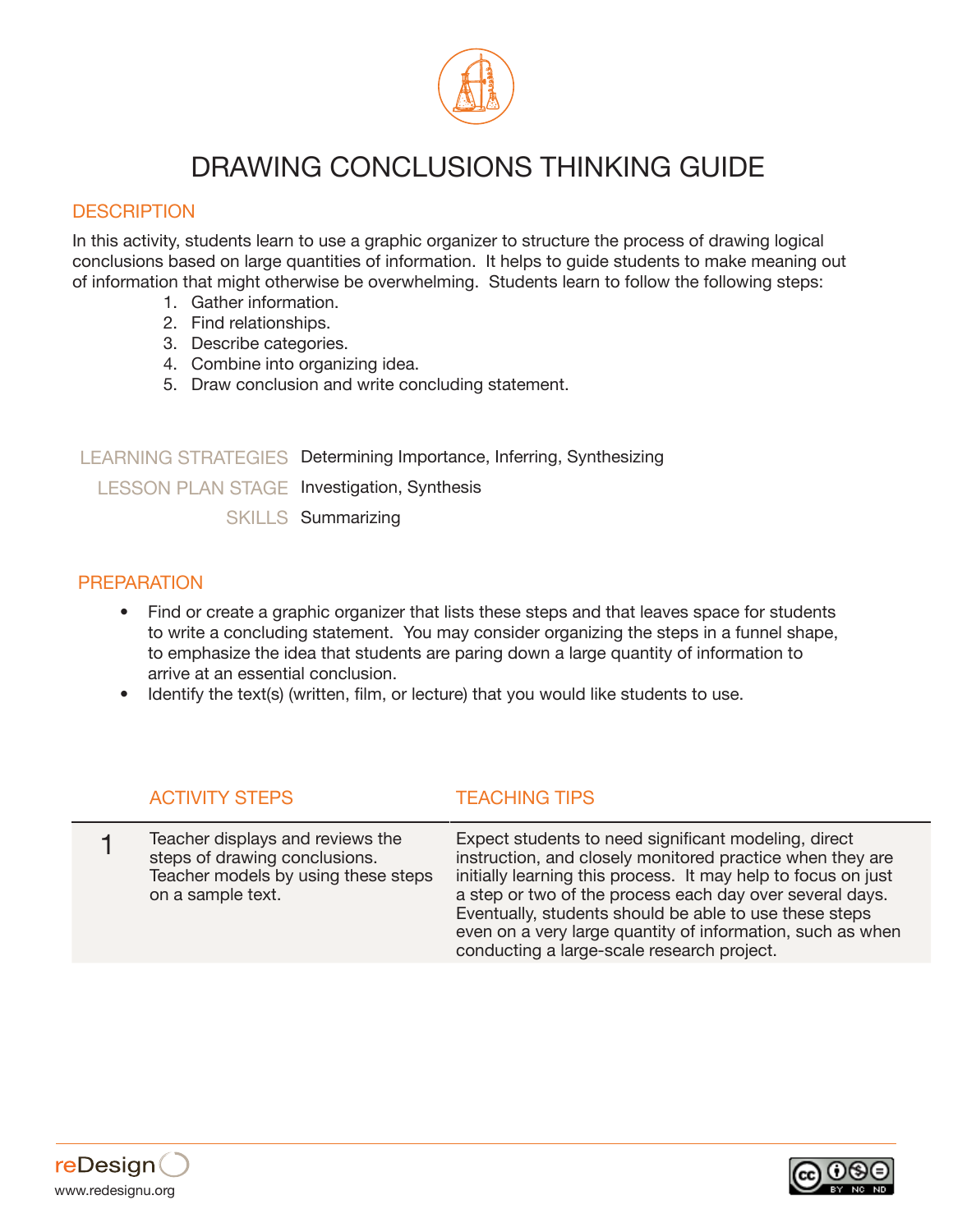# DRAWING CONCLUSIONS THINKING GUIDE

## DESCRIPTION

In this activity, students learn to use a graphic organizer to structure the process of drawing logical conclusions based on large quantities of information. It helps to guide students to make meaning out of information that might otherwise be overwhelming. Students learn to follow the following steps:

1. Gather information.
2. Find relationships.
3. Describe categories.
4. Combine into organizing idea.
5. Draw conclusion and write concluding statement.

| | |
|---|---|
| LEARNING STRATEGIES | Determining Importance, Inferring, Synthesizing |
| LESSON PLAN STAGE | Investigation, Synthesis |
| SKILLS | Summarizing |

## PREPARATION

- Find or create a graphic organizer that lists these steps and that leaves space for students to write a concluding statement. You may consider organizing the steps in a funnel shape, to emphasize the idea that students are paring down a large quantity of information to arrive at an essential conclusion.
- Identify the text(s) (written, film, or lecture) that you would like students to use.

| | ACTIVITY STEPS | TEACHING TIPS |
|---|---|---|
| 1 | Teacher displays and reviews the steps of drawing conclusions. Teacher models by using these steps on a sample text. | Expect students to need significant modeling, direct instruction, and closely monitored practice when they are initially learning this process. It may help to focus on just a step or two of the process each day over several days. Eventually, students should be able to use these steps even on a very large quantity of information, such as when conducting a large-scale research project. |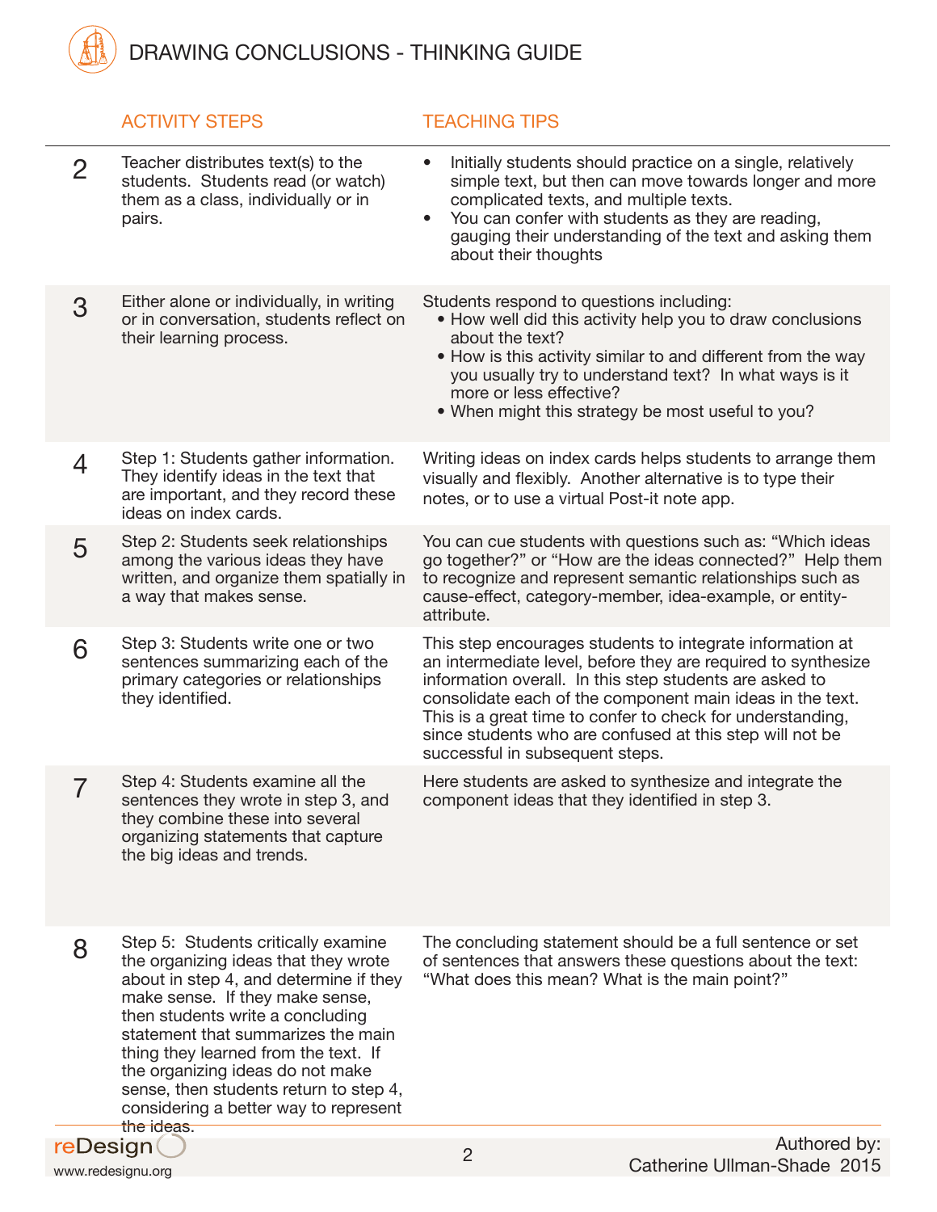# DRAWING CONCLUSIONS - THINKING GUIDE

| | ACTIVITY STEPS | TEACHING TIPS |
|---|---|---|
| 2 | Teacher distributes text(s) to the students. Students read (or watch) them as a class, individually or in pairs. | • Initially students should practice on a single, relatively simple text, but then can move towards longer and more complicated texts, and multiple texts.<br>• You can confer with students as they are reading, gauging their understanding of the text and asking them about their thoughts |
| 3 | Either alone or individually, in writing or in conversation, students reflect on their learning process. | Students respond to questions including:<br>• How well did this activity help you to draw conclusions about the text?<br>• How is this activity similar to and different from the way you usually try to understand text? In what ways is it more or less effective?<br>• When might this strategy be most useful to you? |
| 4 | Step 1: Students gather information. They identify ideas in the text that are important, and they record these ideas on index cards. | Writing ideas on index cards helps students to arrange them visually and flexibly. Another alternative is to type their notes, or to use a virtual Post-it note app. |
| 5 | Step 2: Students seek relationships among the various ideas they have written, and organize them spatially in a way that makes sense. | You can cue students with questions such as: "Which ideas go together?" or "How are the ideas connected?" Help them to recognize and represent semantic relationships such as cause-effect, category-member, idea-example, or entity-attribute. |
| 6 | Step 3: Students write one or two sentences summarizing each of the primary categories or relationships they identified. | This step encourages students to integrate information at an intermediate level, before they are required to synthesize information overall. In this step students are asked to consolidate each of the component main ideas in the text. This is a great time to confer to check for understanding, since students who are confused at this step will not be successful in subsequent steps. |
| 7 | Step 4: Students examine all the sentences they wrote in step 3, and they combine these into several organizing statements that capture the big ideas and trends. | Here students are asked to synthesize and integrate the component ideas that they identified in step 3. |
| 8 | Step 5: Students critically examine the organizing ideas that they wrote about in step 4, and determine if they make sense. If they make sense, then students write a concluding statement that summarizes the main thing they learned from the text. If the organizing ideas do not make sense, then students return to step 4, considering a better way to represent the ideas. | The concluding statement should be a full sentence or set of sentences that answers these questions about the text: "What does this mean? What is the main point?" |

reDesign
www.redesignu.org

Authored by:
Catherine Ullman-Shade 2015